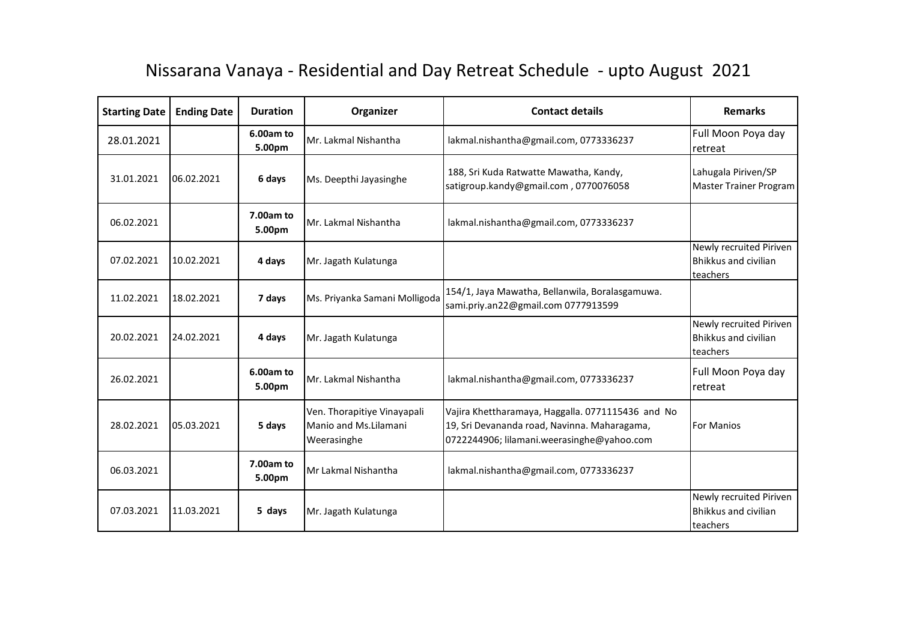# Nissarana Vanaya - Residential and Day Retreat Schedule - upto August 2021

| Starting Date | Ending Date | Duration | Organizer | Contact details | Remarks |
|---|---|---|---|---|---|
| 28.01.2021 | | **6.00am to 5.00pm** | Mr. Lakmal Nishantha | lakmal.nishantha@gmail.com, 0773336237 | Full Moon Poya day retreat |
| 31.01.2021 | 06.02.2021 | **6 days** | Ms. Deepthi Jayasinghe | 188, Sri Kuda Ratwatte Mawatha, Kandy, satigroup.kandy@gmail.com , 0770076058 | Lahugala Piriven/SP Master Trainer Program |
| 06.02.2021 | | **7.00am to 5.00pm** | Mr. Lakmal Nishantha | lakmal.nishantha@gmail.com, 0773336237 | |
| 07.02.2021 | 10.02.2021 | **4 days** | Mr. Jagath Kulatunga | | Newly recruited Piriven Bhikkus and civilian teachers |
| 11.02.2021 | 18.02.2021 | **7 days** | Ms. Priyanka Samani Molligoda | 154/1, Jaya Mawatha, Bellanwila, Boralasgamuwa. sami.priy.an22@gmail.com 0777913599 | |
| 20.02.2021 | 24.02.2021 | **4 days** | Mr. Jagath Kulatunga | | Newly recruited Piriven Bhikkus and civilian teachers |
| 26.02.2021 | | **6.00am to 5.00pm** | Mr. Lakmal Nishantha | lakmal.nishantha@gmail.com, 0773336237 | Full Moon Poya day retreat |
| 28.02.2021 | 05.03.2021 | **5 days** | Ven. Thorapitiye Vinayapali Manio and Ms.Lilamani Weerasinghe | Vajira Khettharamaya, Haggalla. 0771115436 and No 19, Sri Devananda road, Navinna. Maharagama, 0722244906; lilamani.weerasinghe@yahoo.com | For Manios |
| 06.03.2021 | | **7.00am to 5.00pm** | Mr Lakmal Nishantha | lakmal.nishantha@gmail.com, 0773336237 | |
| 07.03.2021 | 11.03.2021 | **5 days** | Mr. Jagath Kulatunga | | Newly recruited Piriven Bhikkus and civilian teachers |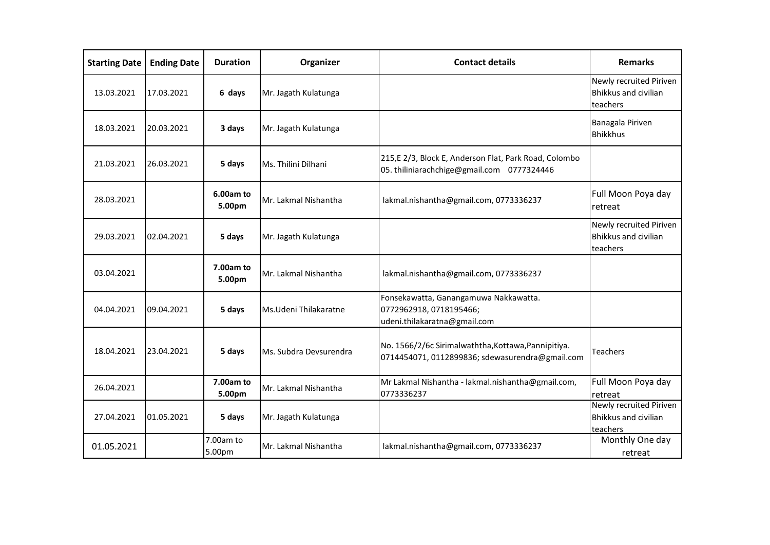| Starting Date | Ending Date | Duration | Organizer | Contact details | Remarks |
|---|---|---|---|---|---|
| 13.03.2021 | 17.03.2021 | **6 days** | Mr. Jagath Kulatunga | | Newly recruited Piriven Bhikkus and civilian teachers |
| 18.03.2021 | 20.03.2021 | **3 days** | Mr. Jagath Kulatunga | | Banagala Piriven Bhikkhus |
| 21.03.2021 | 26.03.2021 | **5 days** | Ms. Thilini Dilhani | 215,E 2/3, Block E, Anderson Flat, Park Road, Colombo 05. thiliniarachchige@gmail.com 0777324446 | |
| 28.03.2021 | | **6.00am to 5.00pm** | Mr. Lakmal Nishantha | lakmal.nishantha@gmail.com, 0773336237 | Full Moon Poya day retreat |
| 29.03.2021 | 02.04.2021 | **5 days** | Mr. Jagath Kulatunga | | Newly recruited Piriven Bhikkus and civilian teachers |
| 03.04.2021 | | **7.00am to 5.00pm** | Mr. Lakmal Nishantha | lakmal.nishantha@gmail.com, 0773336237 | |
| 04.04.2021 | 09.04.2021 | **5 days** | Ms.Udeni Thilakaratne | Fonsekawatta, Ganangamuwa Nakkawatta. 0772962918, 0718195466; udeni.thilakaratna@gmail.com | |
| 18.04.2021 | 23.04.2021 | **5 days** | Ms. Subdra Devsurendra | No. 1566/2/6c Sirimalwaththa,Kottawa,Pannipitiya. 0714454071, 0112899836; sdewasurendra@gmail.com | Teachers |
| 26.04.2021 | | **7.00am to 5.00pm** | Mr. Lakmal Nishantha | Mr Lakmal Nishantha - lakmal.nishantha@gmail.com, 0773336237 | Full Moon Poya day retreat |
| 27.04.2021 | 01.05.2021 | **5 days** | Mr. Jagath Kulatunga | | Newly recruited Piriven Bhikkus and civilian teachers |
| 01.05.2021 | | 7.00am to 5.00pm | Mr. Lakmal Nishantha | lakmal.nishantha@gmail.com, 0773336237 | Monthly One day retreat |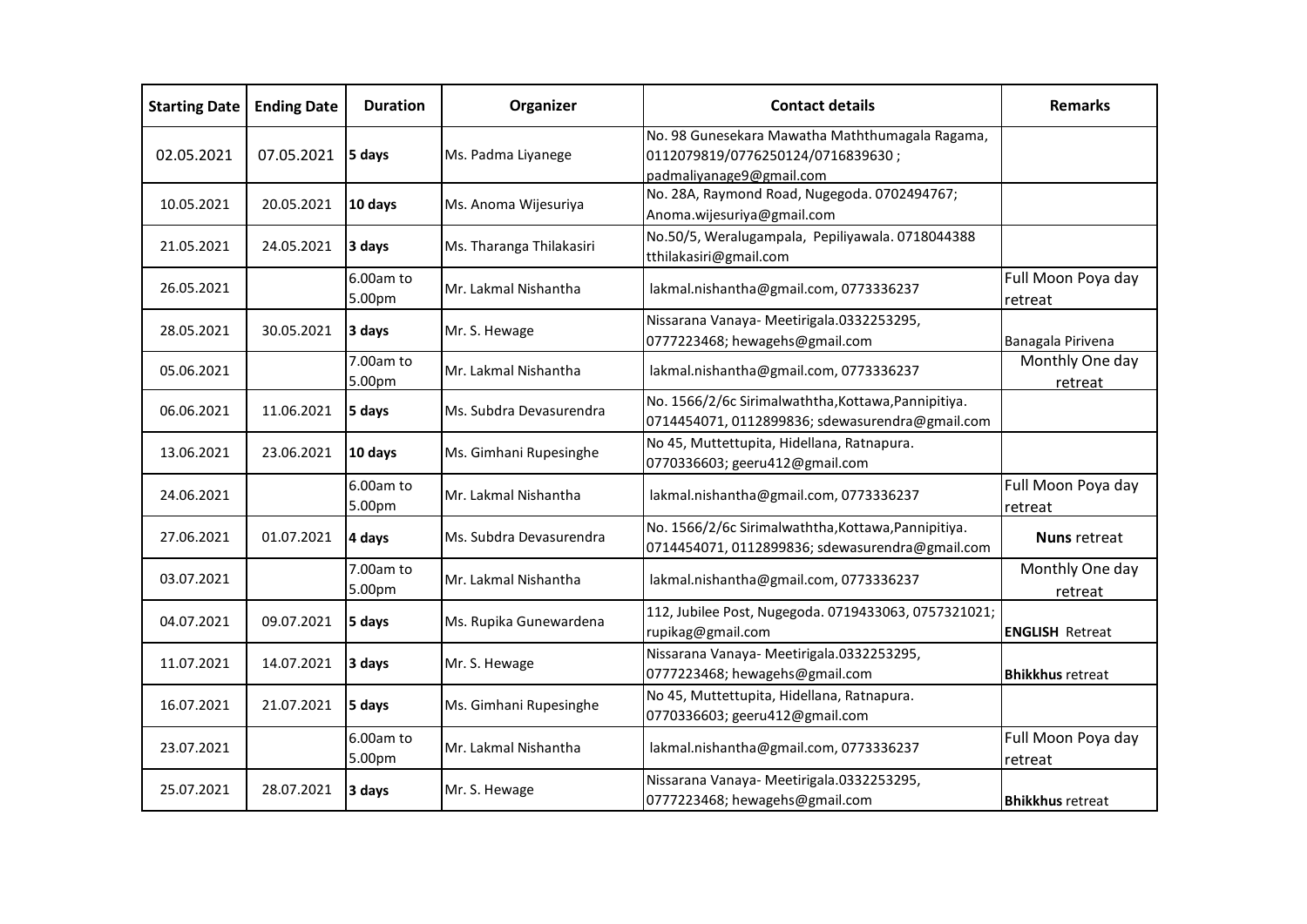| Starting Date | Ending Date | Duration | Organizer | Contact details | Remarks |
|---|---|---|---|---|---|
| 02.05.2021 | 07.05.2021 | **5 days** | Ms. Padma Liyanege | No. 98 Gunesekara Mawatha Maththumagala Ragama, 0112079819/0776250124/0716839630 ; padmaliyanage9@gmail.com | |
| 10.05.2021 | 20.05.2021 | **10 days** | Ms. Anoma Wijesuriya | No. 28A, Raymond Road, Nugegoda. 0702494767; Anoma.wijesuriya@gmail.com | |
| 21.05.2021 | 24.05.2021 | **3 days** | Ms. Tharanga Thilakasiri | No.50/5, Weralugampala, Pepiliyawala. 0718044388 tthilakasiri@gmail.com | |
| 26.05.2021 | | 6.00am to 5.00pm | Mr. Lakmal Nishantha | lakmal.nishantha@gmail.com, 0773336237 | Full Moon Poya day retreat |
| 28.05.2021 | 30.05.2021 | **3 days** | Mr. S. Hewage | Nissarana Vanaya- Meetirigala.0332253295, 0777223468; hewagehs@gmail.com | Banagala Pirivena |
| 05.06.2021 | | 7.00am to 5.00pm | Mr. Lakmal Nishantha | lakmal.nishantha@gmail.com, 0773336237 | Monthly One day retreat |
| 06.06.2021 | 11.06.2021 | **5 days** | Ms. Subdra Devasurendra | No. 1566/2/6c Sirimalwaththa,Kottawa,Pannipitiya. 0714454071, 0112899836; sdewasurendra@gmail.com | |
| 13.06.2021 | 23.06.2021 | **10 days** | Ms. Gimhani Rupesinghe | No 45, Muttettupita, Hidellana, Ratnapura. 0770336603; geeru412@gmail.com | |
| 24.06.2021 | | 6.00am to 5.00pm | Mr. Lakmal Nishantha | lakmal.nishantha@gmail.com, 0773336237 | Full Moon Poya day retreat |
| 27.06.2021 | 01.07.2021 | **4 days** | Ms. Subdra Devasurendra | No. 1566/2/6c Sirimalwaththa,Kottawa,Pannipitiya. 0714454071, 0112899836; sdewasurendra@gmail.com | **Nuns** retreat |
| 03.07.2021 | | 7.00am to 5.00pm | Mr. Lakmal Nishantha | lakmal.nishantha@gmail.com, 0773336237 | Monthly One day retreat |
| 04.07.2021 | 09.07.2021 | **5 days** | Ms. Rupika Gunewardena | 112, Jubilee Post, Nugegoda. 0719433063, 0757321021; rupikag@gmail.com | **ENGLISH** Retreat |
| 11.07.2021 | 14.07.2021 | **3 days** | Mr. S. Hewage | Nissarana Vanaya- Meetirigala.0332253295, 0777223468; hewagehs@gmail.com | **Bhikkhus** retreat |
| 16.07.2021 | 21.07.2021 | **5 days** | Ms. Gimhani Rupesinghe | No 45, Muttettupita, Hidellana, Ratnapura. 0770336603; geeru412@gmail.com | |
| 23.07.2021 | | 6.00am to 5.00pm | Mr. Lakmal Nishantha | lakmal.nishantha@gmail.com, 0773336237 | Full Moon Poya day retreat |
| 25.07.2021 | 28.07.2021 | **3 days** | Mr. S. Hewage | Nissarana Vanaya- Meetirigala.0332253295, 0777223468; hewagehs@gmail.com | **Bhikkhus** retreat |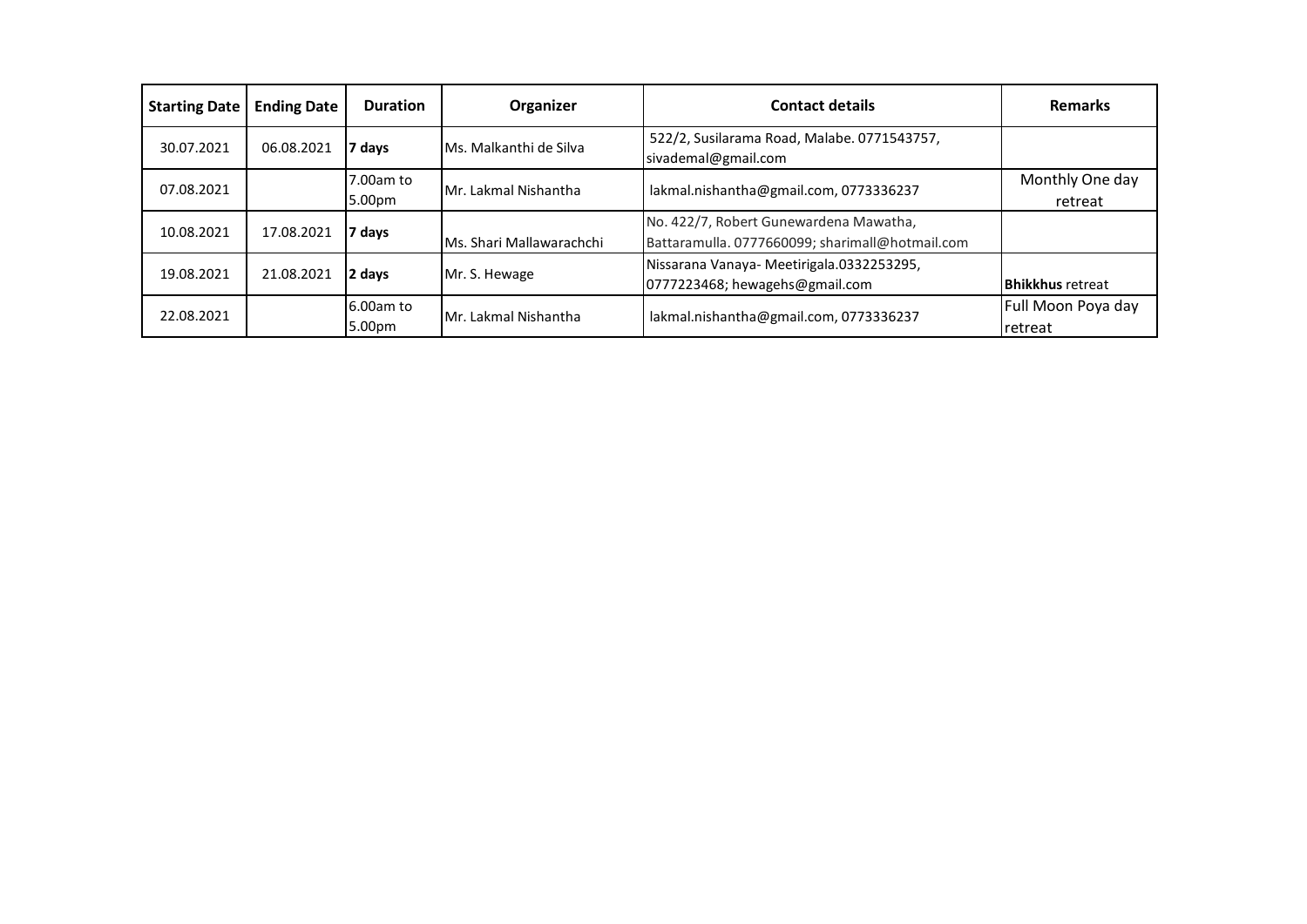| Starting Date | Ending Date | Duration | Organizer | Contact details | Remarks |
|---|---|---|---|---|---|
| 30.07.2021 | 06.08.2021 | **7 days** | Ms. Malkanthi de Silva | 522/2, Susilarama Road, Malabe. 0771543757, sivademal@gmail.com | |
| 07.08.2021 | | 7.00am to 5.00pm | Mr. Lakmal Nishantha | lakmal.nishantha@gmail.com, 0773336237 | Monthly One day retreat |
| 10.08.2021 | 17.08.2021 | **7 days** | Ms. Shari Mallawarachchi | No. 422/7, Robert Gunewardena Mawatha, Battaramulla. 0777660099; sharimall@hotmail.com | |
| 19.08.2021 | 21.08.2021 | **2 days** | Mr. S. Hewage | Nissarana Vanaya- Meetirigala.0332253295, 0777223468; hewagehs@gmail.com | **Bhikkhus** retreat |
| 22.08.2021 | | 6.00am to 5.00pm | Mr. Lakmal Nishantha | lakmal.nishantha@gmail.com, 0773336237 | Full Moon Poya day retreat |